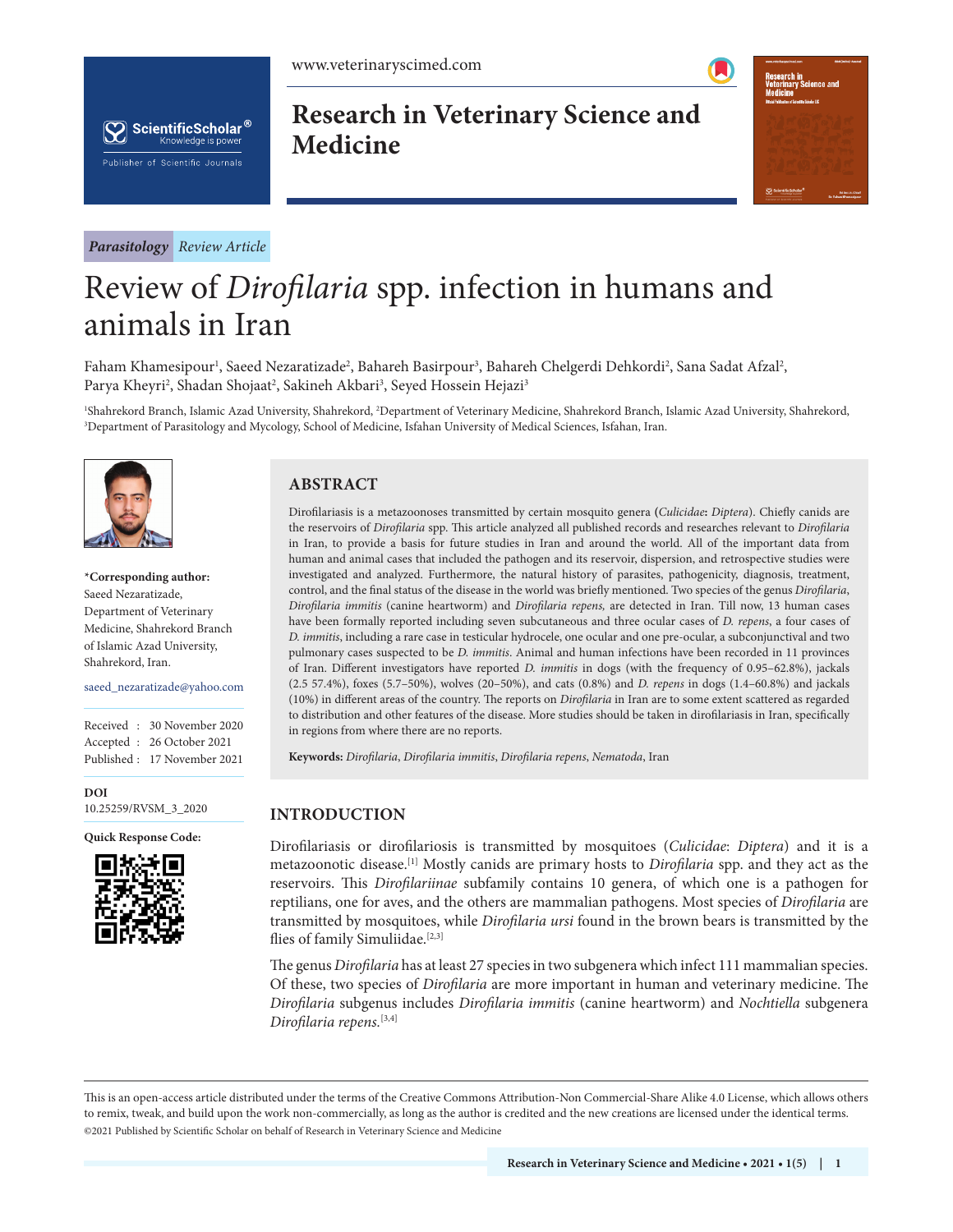Parasitology *Review Article*

# Review of *Dirofilaria* spp. infection in humans and animals in Iran

Faham Khamesipour[1], Saeed Nezaratizade[2], Bahareh Basirpour[3], Bahareh Chelgerdi Dehkordi[2], Sana Sadat Afzal[2], Parya Kheyri[2], Shadan Shojaat[2], Sakineh Akbari[3], Seyed Hossein Hejazi[3]

[1]Shahrekord Branch, Islamic Azad University, Shahrekord, [2]Department of Veterinary Medicine, Shahrekord Branch, Islamic Azad University, Shahrekord, [3]Department of Parasitology and Mycology, School of Medicine, Isfahan University of Medical Sciences, Isfahan, Iran.

**\*Corresponding author:**
Saeed Nezaratizade,
Department of Veterinary Medicine, Shahrekord Branch of Islamic Azad University, Shahrekord, Iran.

saeed_nezaratizade@yahoo.com

Received : 30 November 2020
Accepted : 26 October 2021
Published : 17 November 2021

**DOI**
10.25259/RVSM_3_2020

**Quick Response Code:**

## ABSTRACT

Dirofilariasis is a metazoonoses transmitted by certain mosquito genera (*Culicidae***:** *Diptera*). Chiefly canids are the reservoirs of *Dirofilaria* spp. This article analyzed all published records and researches relevant to *Dirofilaria* in Iran, to provide a basis for future studies in Iran and around the world. All of the important data from human and animal cases that included the pathogen and its reservoir, dispersion, and retrospective studies were investigated and analyzed. Furthermore, the natural history of parasites, pathogenicity, diagnosis, treatment, control, and the final status of the disease in the world was briefly mentioned. Two species of the genus *Dirofilaria*, *Dirofilaria immitis* (canine heartworm) and *Dirofilaria repens,* are detected in Iran. Till now, 13 human cases have been formally reported including seven subcutaneous and three ocular cases of *D. repens*, a four cases of *D. immitis*, including a rare case in testicular hydrocele, one ocular and one pre-ocular, a subconjunctival and two pulmonary cases suspected to be *D. immitis*. Animal and human infections have been recorded in 11 provinces of Iran. Different investigators have reported *D. immitis* in dogs (with the frequency of 0.95–62.8%), jackals (2.5 57.4%), foxes (5.7–50%), wolves (20–50%), and cats (0.8%) and *D. repens* in dogs (1.4–60.8%) and jackals (10%) in different areas of the country. The reports on *Dirofilaria* in Iran are to some extent scattered as regarded to distribution and other features of the disease. More studies should be taken in dirofilariasis in Iran, specifically in regions from where there are no reports.

**Keywords:** *Dirofilaria*, *Dirofilaria immitis*, *Dirofilaria repens*, *Nematoda*, Iran

## INTRODUCTION

Dirofilariasis or dirofilariosis is transmitted by mosquitoes (*Culicidae*: *Diptera*) and it is a metazoonotic disease.[1] Mostly canids are primary hosts to *Dirofilaria* spp. and they act as the reservoirs. This *Dirofilariinae* subfamily contains 10 genera, of which one is a pathogen for reptilians, one for aves, and the others are mammalian pathogens. Most species of *Dirofilaria* are transmitted by mosquitoes, while *Dirofilaria ursi* found in the brown bears is transmitted by the flies of family Simuliidae.[2,3]

The genus *Dirofilaria* has at least 27 species in two subgenera which infect 111 mammalian species. Of these, two species of *Dirofilaria* are more important in human and veterinary medicine. The *Dirofilaria* subgenus includes *Dirofilaria immitis* (canine heartworm) and *Nochtiella* subgenera *Dirofilaria repens.*[3,4]

This is an open-access article distributed under the terms of the Creative Commons Attribution-Non Commercial-Share Alike 4.0 License, which allows others to remix, tweak, and build upon the work non-commercially, as long as the author is credited and the new creations are licensed under the identical terms.
©2021 Published by Scientific Scholar on behalf of Research in Veterinary Science and Medicine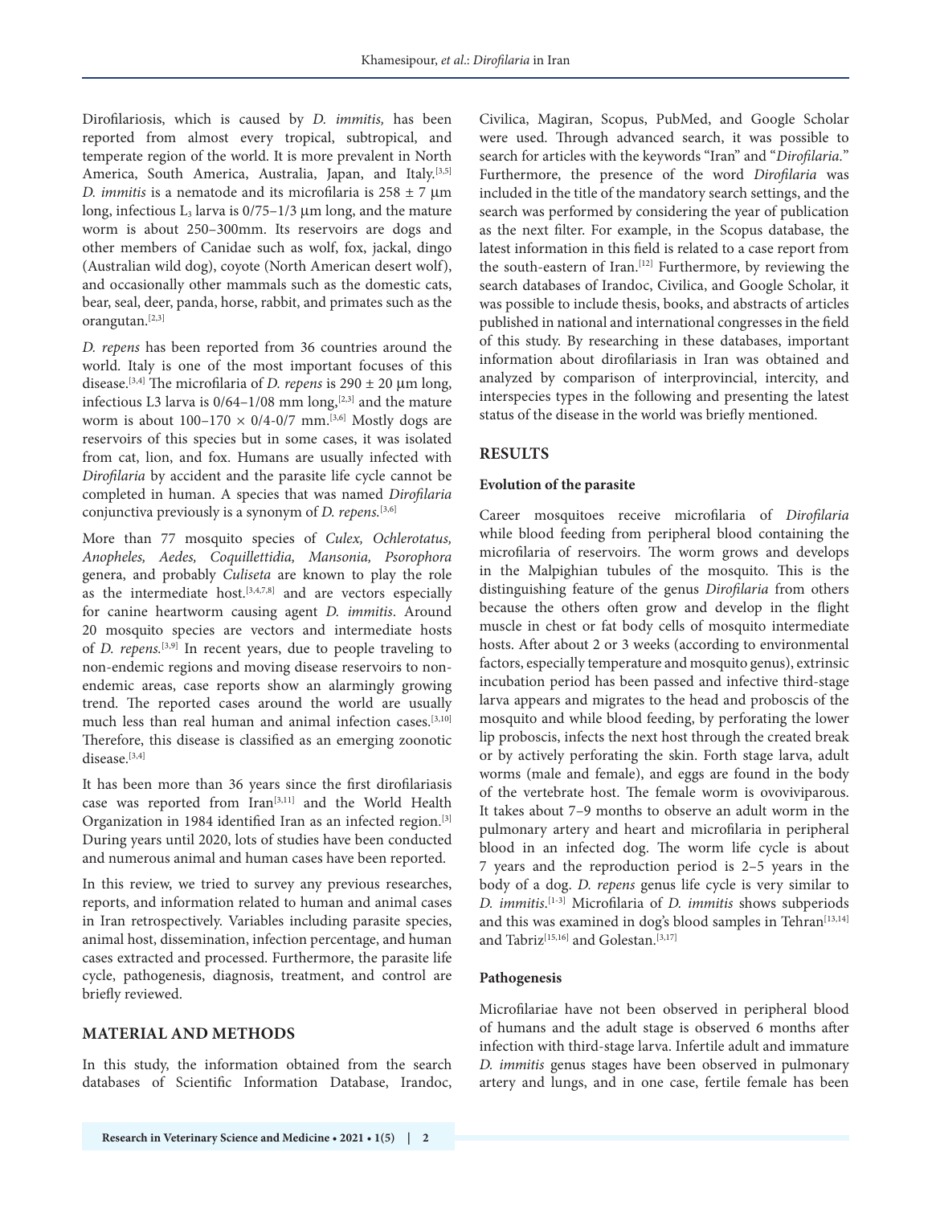Dirofilariosis, which is caused by *D. immitis,* has been reported from almost every tropical, subtropical, and temperate region of the world. It is more prevalent in North America, South America, Australia, Japan, and Italy.[3,5] *D. immitis* is a nematode and its microfilaria is 258 ± 7 µm long, infectious $L_3$ larva is 0/75–1/3 µm long, and the mature worm is about 250–300mm. Its reservoirs are dogs and other members of Canidae such as wolf, fox, jackal, dingo (Australian wild dog), coyote (North American desert wolf), and occasionally other mammals such as the domestic cats, bear, seal, deer, panda, horse, rabbit, and primates such as the orangutan.[2,3]

*D. repens* has been reported from 36 countries around the world. Italy is one of the most important focuses of this disease.[3,4] The microfilaria of *D. repens* is 290 ± 20 µm long, infectious L3 larva is 0/64–1/08 mm long,[2,3] and the mature worm is about 100–170 × 0/4-0/7 mm.[3,6] Mostly dogs are reservoirs of this species but in some cases, it was isolated from cat, lion, and fox. Humans are usually infected with *Dirofilaria* by accident and the parasite life cycle cannot be completed in human. A species that was named *Dirofilaria* conjunctiva previously is a synonym of *D. repens.*[3,6]

More than 77 mosquito species of *Culex, Ochlerotatus, Anopheles, Aedes, Coquillettidia, Mansonia, Psorophora* genera, and probably *Culiseta* are known to play the role as the intermediate host.[3,4,7,8] and are vectors especially for canine heartworm causing agent *D. immitis*. Around 20 mosquito species are vectors and intermediate hosts of *D. repens.*[3,9] In recent years, due to people traveling to non-endemic regions and moving disease reservoirs to non-endemic areas, case reports show an alarmingly growing trend. The reported cases around the world are usually much less than real human and animal infection cases.[3,10] Therefore, this disease is classified as an emerging zoonotic disease.[3,4]

It has been more than 36 years since the first dirofilariasis case was reported from Iran[3,11] and the World Health Organization in 1984 identified Iran as an infected region.[3] During years until 2020, lots of studies have been conducted and numerous animal and human cases have been reported.

In this review, we tried to survey any previous researches, reports, and information related to human and animal cases in Iran retrospectively. Variables including parasite species, animal host, dissemination, infection percentage, and human cases extracted and processed. Furthermore, the parasite life cycle, pathogenesis, diagnosis, treatment, and control are briefly reviewed.

## MATERIAL AND METHODS

In this study, the information obtained from the search databases of Scientific Information Database, Irandoc, Civilica, Magiran, Scopus, PubMed, and Google Scholar were used. Through advanced search, it was possible to search for articles with the keywords "Iran" and "*Dirofilaria.*" Furthermore, the presence of the word *Dirofilaria* was included in the title of the mandatory search settings, and the search was performed by considering the year of publication as the next filter. For example, in the Scopus database, the latest information in this field is related to a case report from the south-eastern of Iran.[12] Furthermore, by reviewing the search databases of Irandoc, Civilica, and Google Scholar, it was possible to include thesis, books, and abstracts of articles published in national and international congresses in the field of this study. By researching in these databases, important information about dirofilariasis in Iran was obtained and analyzed by comparison of interprovincial, intercity, and interspecies types in the following and presenting the latest status of the disease in the world was briefly mentioned.

## RESULTS

### Evolution of the parasite

Career mosquitoes receive microfilaria of *Dirofilaria* while blood feeding from peripheral blood containing the microfilaria of reservoirs. The worm grows and develops in the Malpighian tubules of the mosquito. This is the distinguishing feature of the genus *Dirofilaria* from others because the others often grow and develop in the flight muscle in chest or fat body cells of mosquito intermediate hosts. After about 2 or 3 weeks (according to environmental factors, especially temperature and mosquito genus), extrinsic incubation period has been passed and infective third-stage larva appears and migrates to the head and proboscis of the mosquito and while blood feeding, by perforating the lower lip proboscis, infects the next host through the created break or by actively perforating the skin. Forth stage larva, adult worms (male and female), and eggs are found in the body of the vertebrate host. The female worm is ovoviviparous. It takes about 7–9 months to observe an adult worm in the pulmonary artery and heart and microfilaria in peripheral blood in an infected dog. The worm life cycle is about 7 years and the reproduction period is 2–5 years in the body of a dog. *D. repens* genus life cycle is very similar to *D. immitis*.[1-3] Microfilaria of *D. immitis* shows subperiods and this was examined in dog's blood samples in Tehran[13,14] and Tabriz[15,16] and Golestan.[3,17]

### Pathogenesis

Microfilariae have not been observed in peripheral blood of humans and the adult stage is observed 6 months after infection with third-stage larva. Infertile adult and immature *D. immitis* genus stages have been observed in pulmonary artery and lungs, and in one case, fertile female has been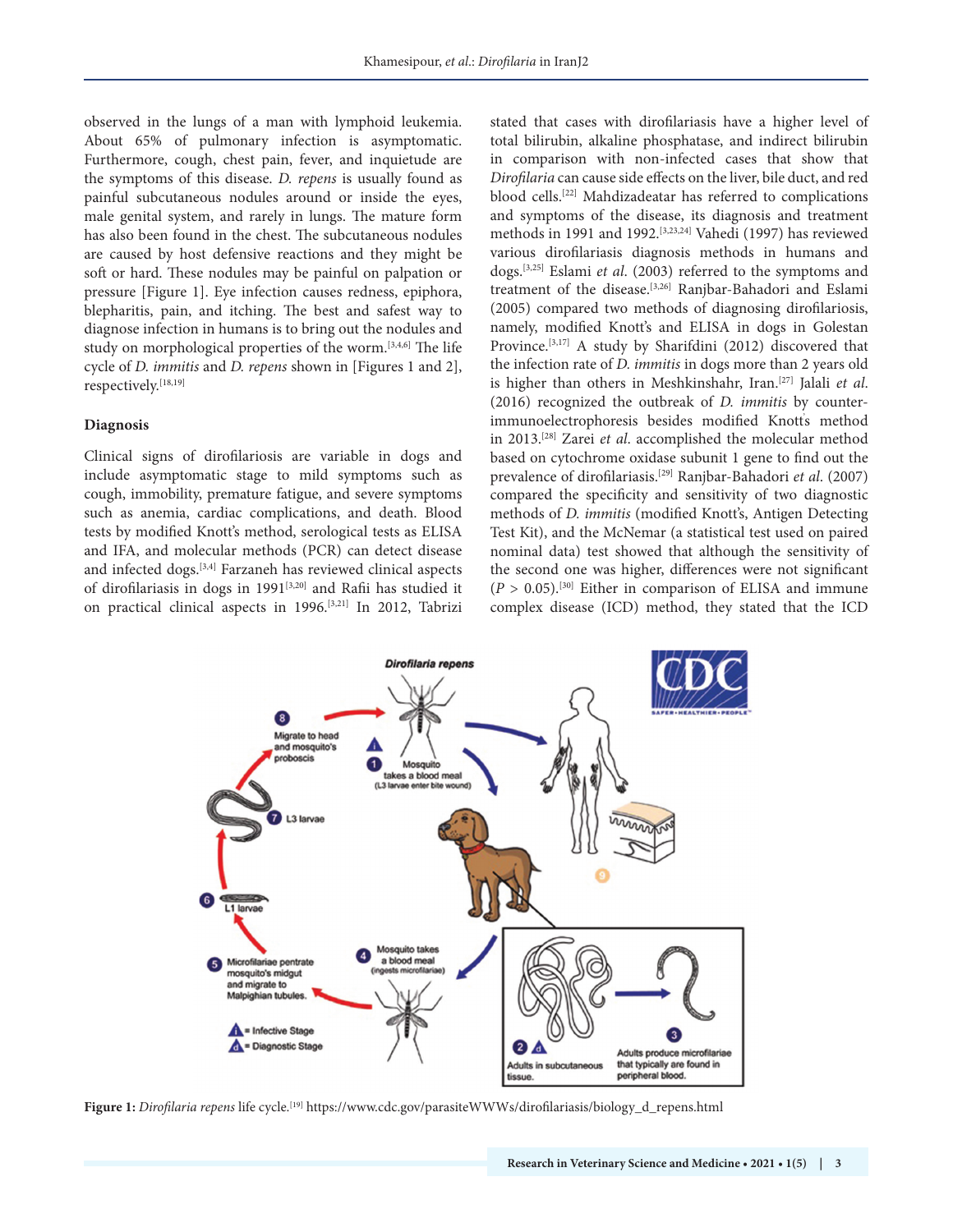observed in the lungs of a man with lymphoid leukemia. About 65% of pulmonary infection is asymptomatic. Furthermore, cough, chest pain, fever, and inquietude are the symptoms of this disease. *D. repens* is usually found as painful subcutaneous nodules around or inside the eyes, male genital system, and rarely in lungs. The mature form has also been found in the chest. The subcutaneous nodules are caused by host defensive reactions and they might be soft or hard. These nodules may be painful on palpation or pressure [Figure 1]. Eye infection causes redness, epiphora, blepharitis, pain, and itching. The best and safest way to diagnose infection in humans is to bring out the nodules and study on morphological properties of the worm.[3,4,6] The life cycle of *D. immitis* and *D. repens* shown in [Figures 1 and 2], respectively.[18,19]

**Diagnosis**

Clinical signs of dirofilariosis are variable in dogs and include asymptomatic stage to mild symptoms such as cough, immobility, premature fatigue, and severe symptoms such as anemia, cardiac complications, and death. Blood tests by modified Knott's method, serological tests as ELISA and IFA, and molecular methods (PCR) can detect disease and infected dogs.[3,4] Farzaneh has reviewed clinical aspects of dirofilariasis in dogs in 1991[3,20] and Rafii has studied it on practical clinical aspects in 1996.[3,21] In 2012, Tabrizi stated that cases with dirofilariasis have a higher level of total bilirubin, alkaline phosphatase, and indirect bilirubin in comparison with non-infected cases that show that *Dirofilaria* can cause side effects on the liver, bile duct, and red blood cells.[22] Mahdizadeatar has referred to complications and symptoms of the disease, its diagnosis and treatment methods in 1991 and 1992.[3,23,24] Vahedi (1997) has reviewed various dirofilariasis diagnosis methods in humans and dogs.[3,25] Eslami *et al*. (2003) referred to the symptoms and treatment of the disease.[3,26] Ranjbar-Bahadori and Eslami (2005) compared two methods of diagnosing dirofilariosis, namely, modified Knott's and ELISA in dogs in Golestan Province.[3,17] A study by Sharifdini (2012) discovered that the infection rate of *D. immitis* in dogs more than 2 years old is higher than others in Meshkinshahr, Iran.[27] Jalali *et al*. (2016) recognized the outbreak of *D. immitis* by counter-immunoelectrophoresis besides modified Knott's method in 2013.[28] Zarei *et al*. accomplished the molecular method based on cytochrome oxidase subunit 1 gene to find out the prevalence of dirofilariasis.[29] Ranjbar-Bahadori *et al*. (2007) compared the specificity and sensitivity of two diagnostic methods of *D. immitis* (modified Knott's, Antigen Detecting Test Kit), and the McNemar (a statistical test used on paired nominal data) test showed that although the sensitivity of the second one was higher, differences were not significant ($P > 0.05$).[30] Either in comparison of ELISA and immune complex disease (ICD) method, they stated that the ICD

**Figure 1:** *Dirofilaria repens* life cycle.[19] https://www.cdc.gov/parasiteWWWs/dirofilariasis/biology_d_repens.html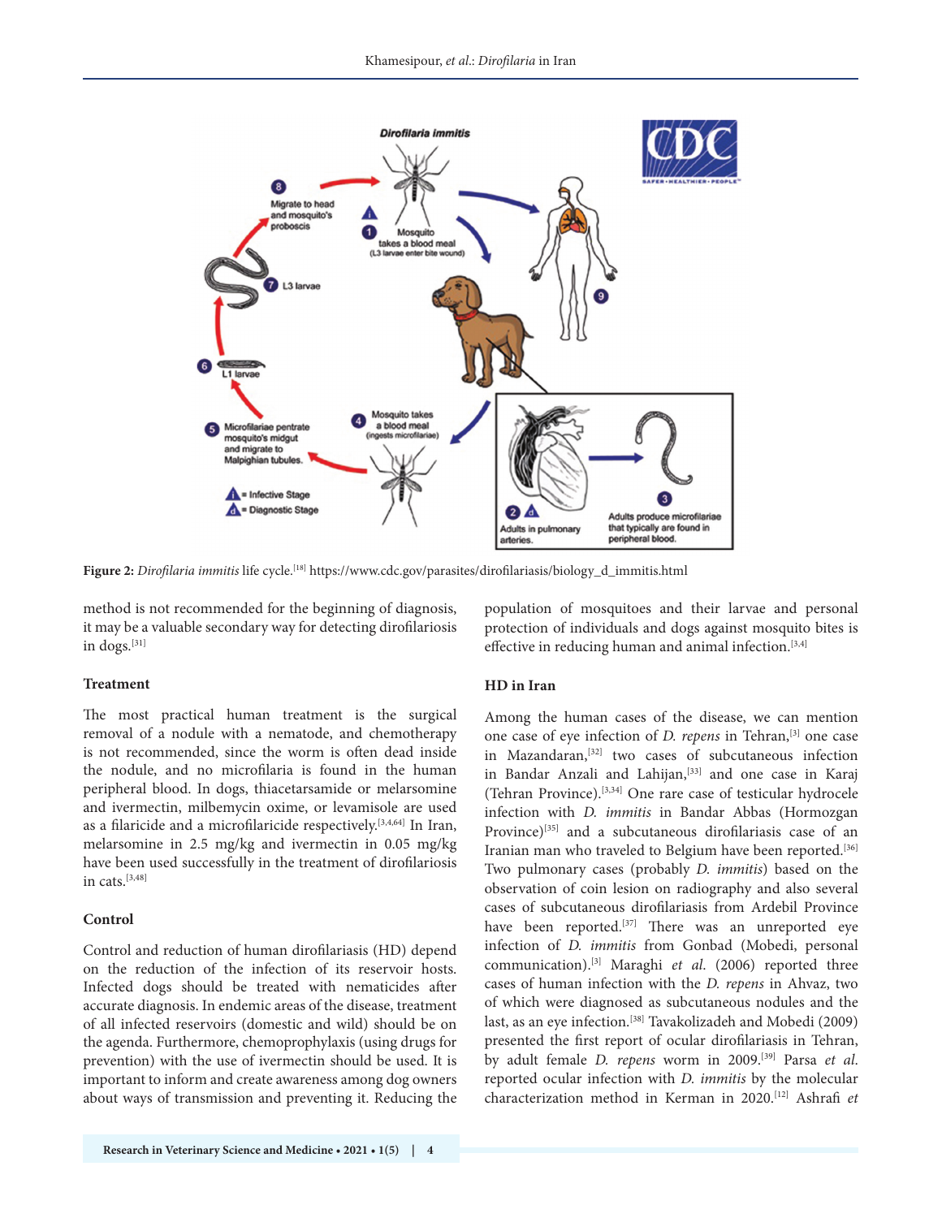**Figure 2:** *Dirofilaria immitis* life cycle.[18] https://www.cdc.gov/parasites/dirofilariasis/biology_d_immitis.html

method is not recommended for the beginning of diagnosis, it may be a valuable secondary way for detecting dirofilariosis in dogs.[31]

### Treatment

The most practical human treatment is the surgical removal of a nodule with a nematode, and chemotherapy is not recommended, since the worm is often dead inside the nodule, and no microfilaria is found in the human peripheral blood. In dogs, thiacetarsamide or melarsomine and ivermectin, milbemycin oxime, or levamisole are used as a filaricide and a microfilaricide respectively.[3,4,64] In Iran, melarsomine in 2.5 mg/kg and ivermectin in 0.05 mg/kg have been used successfully in the treatment of dirofilariosis in cats.[3,48]

### Control

Control and reduction of human dirofilariasis (HD) depend on the reduction of the infection of its reservoir hosts. Infected dogs should be treated with nematicides after accurate diagnosis. In endemic areas of the disease, treatment of all infected reservoirs (domestic and wild) should be on the agenda. Furthermore, chemoprophylaxis (using drugs for prevention) with the use of ivermectin should be used. It is important to inform and create awareness among dog owners about ways of transmission and preventing it. Reducing the population of mosquitoes and their larvae and personal protection of individuals and dogs against mosquito bites is effective in reducing human and animal infection.[3,4]

### HD in Iran

Among the human cases of the disease, we can mention one case of eye infection of *D. repens* in Tehran,[3] one case in Mazandaran,[32] two cases of subcutaneous infection in Bandar Anzali and Lahijan,[33] and one case in Karaj (Tehran Province).[3,34] One rare case of testicular hydrocele infection with *D. immitis* in Bandar Abbas (Hormozgan Province)[35] and a subcutaneous dirofilariasis case of an Iranian man who traveled to Belgium have been reported.[36] Two pulmonary cases (probably *D. immitis*) based on the observation of coin lesion on radiography and also several cases of subcutaneous dirofilariasis from Ardebil Province have been reported.[37] There was an unreported eye infection of *D. immitis* from Gonbad (Mobedi, personal communication).[3] Maraghi *et al*. (2006) reported three cases of human infection with the *D. repens* in Ahvaz, two of which were diagnosed as subcutaneous nodules and the last, as an eye infection.[38] Tavakolizadeh and Mobedi (2009) presented the first report of ocular dirofilariasis in Tehran, by adult female *D. repens* worm in 2009.[39] Parsa *et al*. reported ocular infection with *D. immitis* by the molecular characterization method in Kerman in 2020.[12] Ashrafi *et*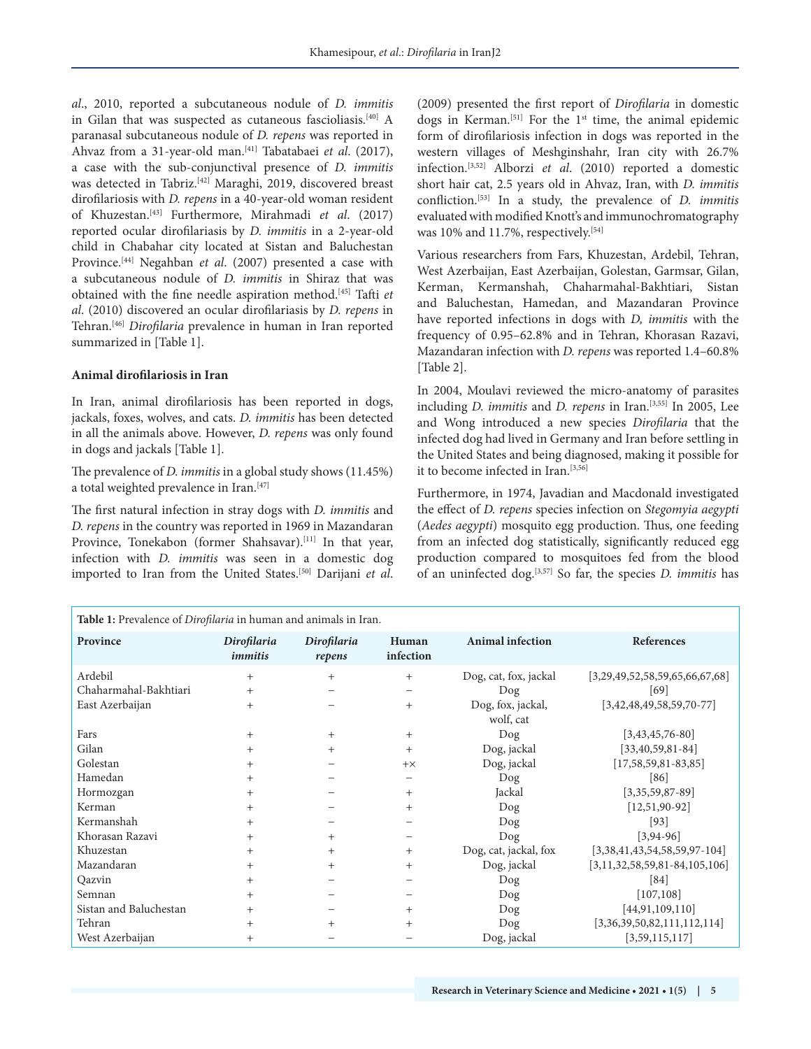*al*., 2010, reported a subcutaneous nodule of *D. immitis* in Gilan that was suspected as cutaneous fascioliasis.[40] A paranasal subcutaneous nodule of *D. repens* was reported in Ahvaz from a 31-year-old man.[41] Tabatabaei *et al*. (2017), a case with the sub-conjunctival presence of *D. immitis* was detected in Tabriz.[42] Maraghi, 2019, discovered breast dirofilariasis with *D. repens* in a 40-year-old woman resident of Khuzestan.[43] Furthermore, Mirahmadi *et al*. (2017) reported ocular dirofilariasis by *D. immitis* in a 2-year-old child in Chabahar city located at Sistan and Baluchestan Province.[44] Negahban *et al*. (2007) presented a case with a subcutaneous nodule of *D. immitis* in Shiraz that was obtained with the fine needle aspiration method.[45] Tafti *et al*. (2010) discovered an ocular dirofilariasis by *D. repens* in Tehran.[46] *Dirofilaria* prevalence in human in Iran reported summarized in [Table 1].

**Animal dirofilariosis in Iran**

In Iran, animal dirofilariosis has been reported in dogs, jackals, foxes, wolves, and cats. *D. immitis* has been detected in all the animals above. However, *D. repens* was only found in dogs and jackals [Table 1].

The prevalence of *D. immitis* in a global study shows (11.45%) a total weighted prevalence in Iran.[47]

The first natural infection in stray dogs with *D. immitis* and *D. repens* in the country was reported in 1969 in Mazandaran Province, Tonekabon (former Shahsavar).[11] In that year, infection with *D. immitis* was seen in a domestic dog imported to Iran from the United States.[50] Darijani *et al*. (2009) presented the first report of *Dirofilaria* in domestic dogs in Kerman.[51] For the 1st time, the animal epidemic form of dirofilariosis infection in dogs was reported in the western villages of Meshginshahr, Iran city with 26.7% infection.[3,52] Alborzi *et al*. (2010) reported a domestic short hair cat, 2.5 years old in Ahvaz, Iran, with *D. immitis* confliction.[53] In a study, the prevalence of *D. immitis* evaluated with modified Knott's and immunochromatography was 10% and 11.7%, respectively.[54]

Various researchers from Fars, Khuzestan, Ardebil, Tehran, West Azerbaijan, East Azerbaijan, Golestan, Garmsar, Gilan, Kerman, Kermanshah, Chaharmahal-Bakhtiari, Sistan and Baluchestan, Hamedan, and Mazandaran Province have reported infections in dogs with *D, immitis* with the frequency of 0.95–62.8% and in Tehran, Khorasan Razavi, Mazandaran infection with *D. repens* was reported 1.4–60.8% [Table 2].

In 2004, Moulavi reviewed the micro-anatomy of parasites including *D. immitis* and *D. repens* in Iran.[3,55] In 2005, Lee and Wong introduced a new species *Dirofilaria* that the infected dog had lived in Germany and Iran before settling in the United States and being diagnosed, making it possible for it to become infected in Iran.[3,56]

Furthermore, in 1974, Javadian and Macdonald investigated the effect of *D. repens* species infection on *Stegomyia aegypti* (*Aedes aegypti*) mosquito egg production. Thus, one feeding from an infected dog statistically, significantly reduced egg production compared to mosquitoes fed from the blood of an uninfected dog.[3,57] So far, the species *D. immitis* has

**Table 1:** Prevalence of *Dirofilaria* in human and animals in Iran.

| Province | *Dirofilaria immitis* | *Dirofilaria repens* | Human infection | Animal infection | References |
|---|---|---|---|---|---|
| Ardebil | + | + | + | Dog, cat, fox, jackal | [3,29,49,52,58,59,65,66,67,68] |
| Chaharmahal-Bakhtiari | + | − | − | Dog | [69] |
| East Azerbaijan | + | − | + | Dog, fox, jackal, wolf, cat | [3,42,48,49,58,59,70-77] |
| Fars | + | + | + | Dog | [3,43,45,76-80] |
| Gilan | + | + | + | Dog, jackal | [33,40,59,81-84] |
| Golestan | + | − | +× | Dog, jackal | [17,58,59,81-83,85] |
| Hamedan | + | − | − | Dog | [86] |
| Hormozgan | + | − | + | Jackal | [3,35,59,87-89] |
| Kerman | + | − | + | Dog | [12,51,90-92] |
| Kermanshah | + | − | − | Dog | [93] |
| Khorasan Razavi | + | + | − | Dog | [3,94-96] |
| Khuzestan | + | + | + | Dog, cat, jackal, fox | [3,38,41,43,54,58,59,97-104] |
| Mazandaran | + | + | + | Dog, jackal | [3,11,32,58,59,81-84,105,106] |
| Qazvin | + | − | − | Dog | [84] |
| Semnan | + | − | − | Dog | [107,108] |
| Sistan and Baluchestan | + | − | + | Dog | [44,91,109,110] |
| Tehran | + | + | + | Dog | [3,36,39,50,82,111,112,114] |
| West Azerbaijan | + | − | − | Dog, jackal | [3,59,115,117] |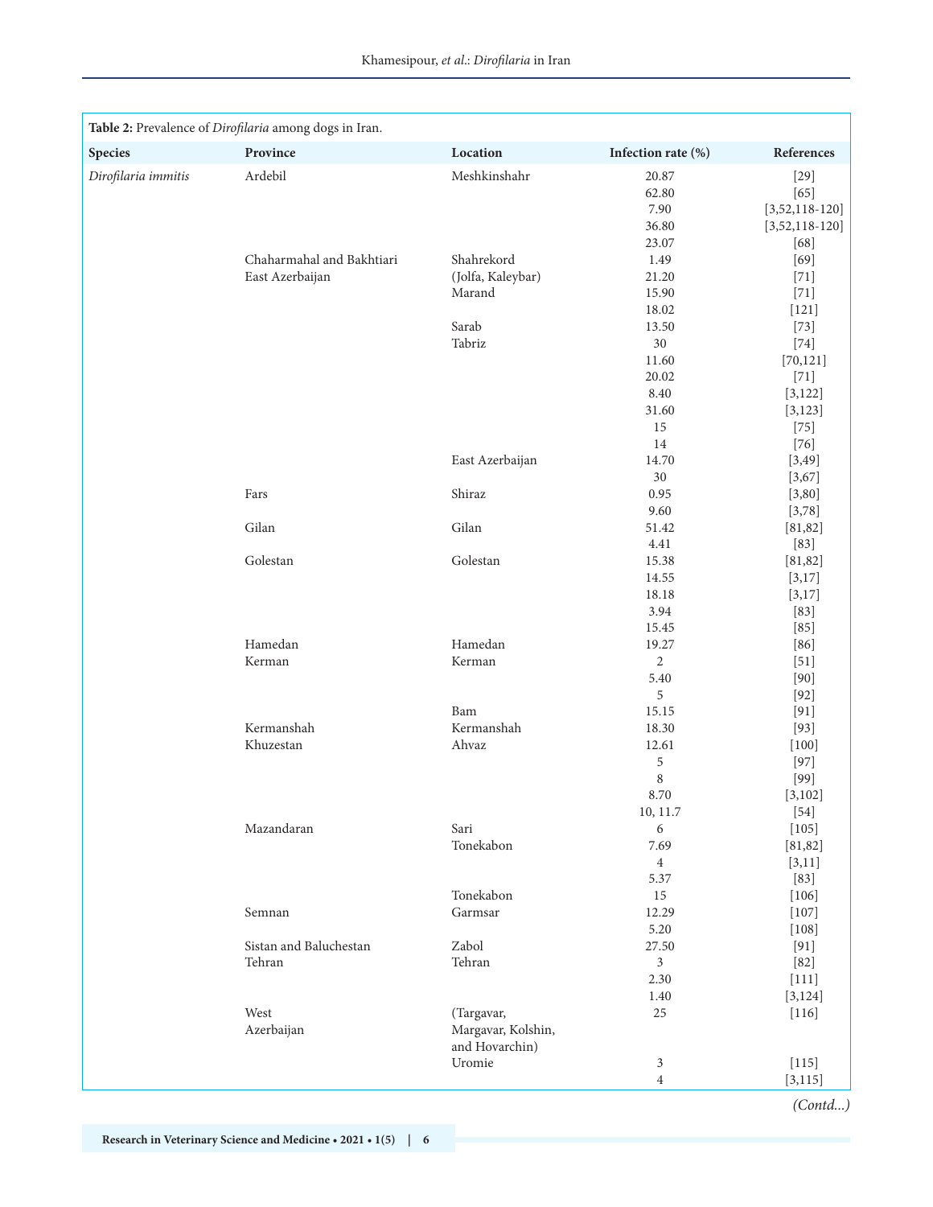**Table 2:** Prevalence of *Dirofilaria* among dogs in Iran.

| Species | Province | Location | Infection rate (%) | References |
|---|---|---|---|---|
| *Dirofilaria immitis* | Ardebil | Meshkinshahr | 20.87 | [29] |
| | | | 62.80 | [65] |
| | | | 7.90 | [3,52,118-120] |
| | | | 36.80 | [3,52,118-120] |
| | | | 23.07 | [68] |
| | Chaharmahal and Bakhtiari | Shahrekord | 1.49 | [69] |
| | East Azerbaijan | (Jolfa, Kaleybar) | 21.20 | [71] |
| | | Marand | 15.90 | [71] |
| | | | 18.02 | [121] |
| | | Sarab | 13.50 | [73] |
| | | Tabriz | 30 | [74] |
| | | | 11.60 | [70,121] |
| | | | 20.02 | [71] |
| | | | 8.40 | [3,122] |
| | | | 31.60 | [3,123] |
| | | | 15 | [75] |
| | | | 14 | [76] |
| | | East Azerbaijan | 14.70 | [3,49] |
| | | | 30 | [3,67] |
| | Fars | Shiraz | 0.95 | [3,80] |
| | | | 9.60 | [3,78] |
| | Gilan | Gilan | 51.42 | [81,82] |
| | | | 4.41 | [83] |
| | Golestan | Golestan | 15.38 | [81,82] |
| | | | 14.55 | [3,17] |
| | | | 18.18 | [3,17] |
| | | | 3.94 | [83] |
| | | | 15.45 | [85] |
| | Hamedan | Hamedan | 19.27 | [86] |
| | Kerman | Kerman | 2 | [51] |
| | | | 5.40 | [90] |
| | | | 5 | [92] |
| | | Bam | 15.15 | [91] |
| | Kermanshah | Kermanshah | 18.30 | [93] |
| | Khuzestan | Ahvaz | 12.61 | [100] |
| | | | 5 | [97] |
| | | | 8 | [99] |
| | | | 8.70 | [3,102] |
| | | | 10, 11.7 | [54] |
| | Mazandaran | Sari | 6 | [105] |
| | | Tonekabon | 7.69 | [81,82] |
| | | | 4 | [3,11] |
| | | | 5.37 | [83] |
| | | Tonekabon | 15 | [106] |
| | Semnan | Garmsar | 12.29 | [107] |
| | | | 5.20 | [108] |
| | Sistan and Baluchestan | Zabol | 27.50 | [91] |
| | Tehran | Tehran | 3 | [82] |
| | | | 2.30 | [111] |
| | | | 1.40 | [3,124] |
| | West Azerbaijan | (Targavar, Margavar, Kolshin, and Hovarchin) | 25 | [116] |
| | | Uromie | 3 | [115] |
| | | | 4 | [3,115] |

*(Contd...)*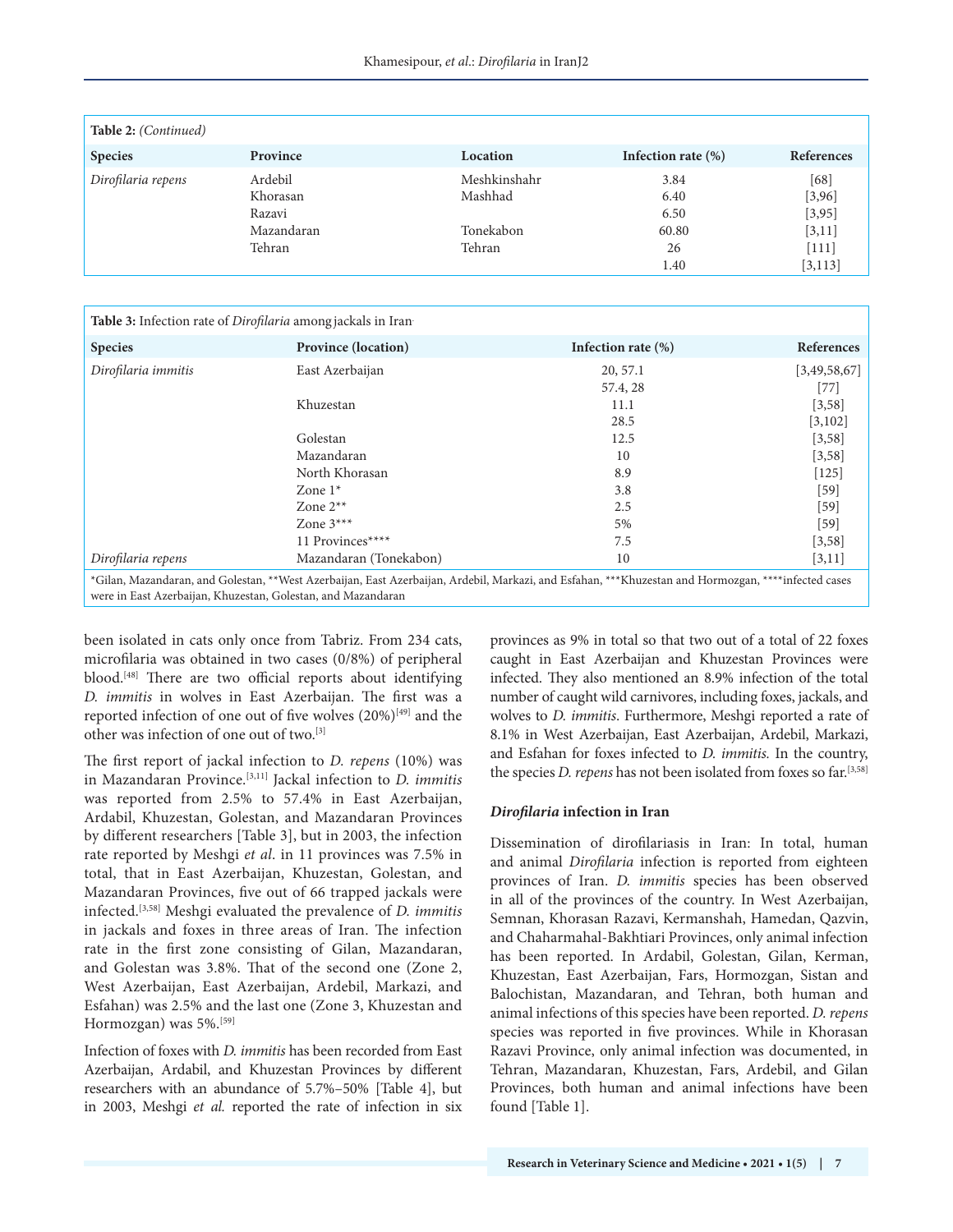**Table 2:** *(Continued)*

| Species | Province | Location | Infection rate (%) | References |
|---|---|---|---|---|
| *Dirofilaria repens* | Ardebil | Meshkinshahr | 3.84 | [68] |
| | Khorasan | Mashhad | 6.40 | [3,96] |
| | Razavi | | 6.50 | [3,95] |
| | Mazandaran | Tonekabon | 60.80 | [3,11] |
| | Tehran | Tehran | 26 | [111] |
| | | | 1.40 | [3,113] |

**Table 3:** Infection rate of *Dirofilaria* among jackals in Iran

| Species | Province (location) | Infection rate (%) | References |
|---|---|---|---|
| *Dirofilaria immitis* | East Azerbaijan | 20, 57.1 | [3,49,58,67] |
| | | 57.4, 28 | [77] |
| | Khuzestan | 11.1 | [3,58] |
| | | 28.5 | [3,102] |
| | Golestan | 12.5 | [3,58] |
| | Mazandaran | 10 | [3,58] |
| | North Khorasan | 8.9 | [125] |
| | Zone 1* | 3.8 | [59] |
| | Zone 2** | 2.5 | [59] |
| | Zone 3*** | 5% | [59] |
| | 11 Provinces**** | 7.5 | [3,58] |
| *Dirofilaria repens* | Mazandaran (Tonekabon) | 10 | [3,11] |

*Gilan, Mazandaran, and Golestan, **West Azerbaijan, East Azerbaijan, Ardebil, Markazi, and Esfahan, ***Khuzestan and Hormozgan, ****infected cases were in East Azerbaijan, Khuzestan, Golestan, and Mazandaran

been isolated in cats only once from Tabriz. From 234 cats, microfilaria was obtained in two cases (0/8%) of peripheral blood.[48] There are two official reports about identifying *D. immitis* in wolves in East Azerbaijan. The first was a reported infection of one out of five wolves (20%)[49] and the other was infection of one out of two.[3]

The first report of jackal infection to *D. repens* (10%) was in Mazandaran Province.[3,11] Jackal infection to *D. immitis* was reported from 2.5% to 57.4% in East Azerbaijan, Ardabil, Khuzestan, Golestan, and Mazandaran Provinces by different researchers [Table 3], but in 2003, the infection rate reported by Meshgi *et al*. in 11 provinces was 7.5% in total, that in East Azerbaijan, Khuzestan, Golestan, and Mazandaran Provinces, five out of 66 trapped jackals were infected.[3,58] Meshgi evaluated the prevalence of *D. immitis* in jackals and foxes in three areas of Iran. The infection rate in the first zone consisting of Gilan, Mazandaran, and Golestan was 3.8%. That of the second one (Zone 2, West Azerbaijan, East Azerbaijan, Ardebil, Markazi, and Esfahan) was 2.5% and the last one (Zone 3, Khuzestan and Hormozgan) was 5%.[59]

Infection of foxes with *D. immitis* has been recorded from East Azerbaijan, Ardabil, and Khuzestan Provinces by different researchers with an abundance of 5.7%–50% [Table 4], but in 2003, Meshgi *et al.* reported the rate of infection in six provinces as 9% in total so that two out of a total of 22 foxes caught in East Azerbaijan and Khuzestan Provinces were infected. They also mentioned an 8.9% infection of the total number of caught wild carnivores, including foxes, jackals, and wolves to *D. immitis*. Furthermore, Meshgi reported a rate of 8.1% in West Azerbaijan, East Azerbaijan, Ardebil, Markazi, and Esfahan for foxes infected to *D. immitis.* In the country, the species *D. repens* has not been isolated from foxes so far.[3,58]

### ***Dirofilaria*** **infection in Iran**

Dissemination of dirofilariasis in Iran: In total, human and animal *Dirofilaria* infection is reported from eighteen provinces of Iran. *D. immitis* species has been observed in all of the provinces of the country. In West Azerbaijan, Semnan, Khorasan Razavi, Kermanshah, Hamedan, Qazvin, and Chaharmahal-Bakhtiari Provinces, only animal infection has been reported. In Ardabil, Golestan, Gilan, Kerman, Khuzestan, East Azerbaijan, Fars, Hormozgan, Sistan and Balochistan, Mazandaran, and Tehran, both human and animal infections of this species have been reported. *D. repens* species was reported in five provinces. While in Khorasan Razavi Province, only animal infection was documented, in Tehran, Mazandaran, Khuzestan, Fars, Ardebil, and Gilan Provinces, both human and animal infections have been found [Table 1].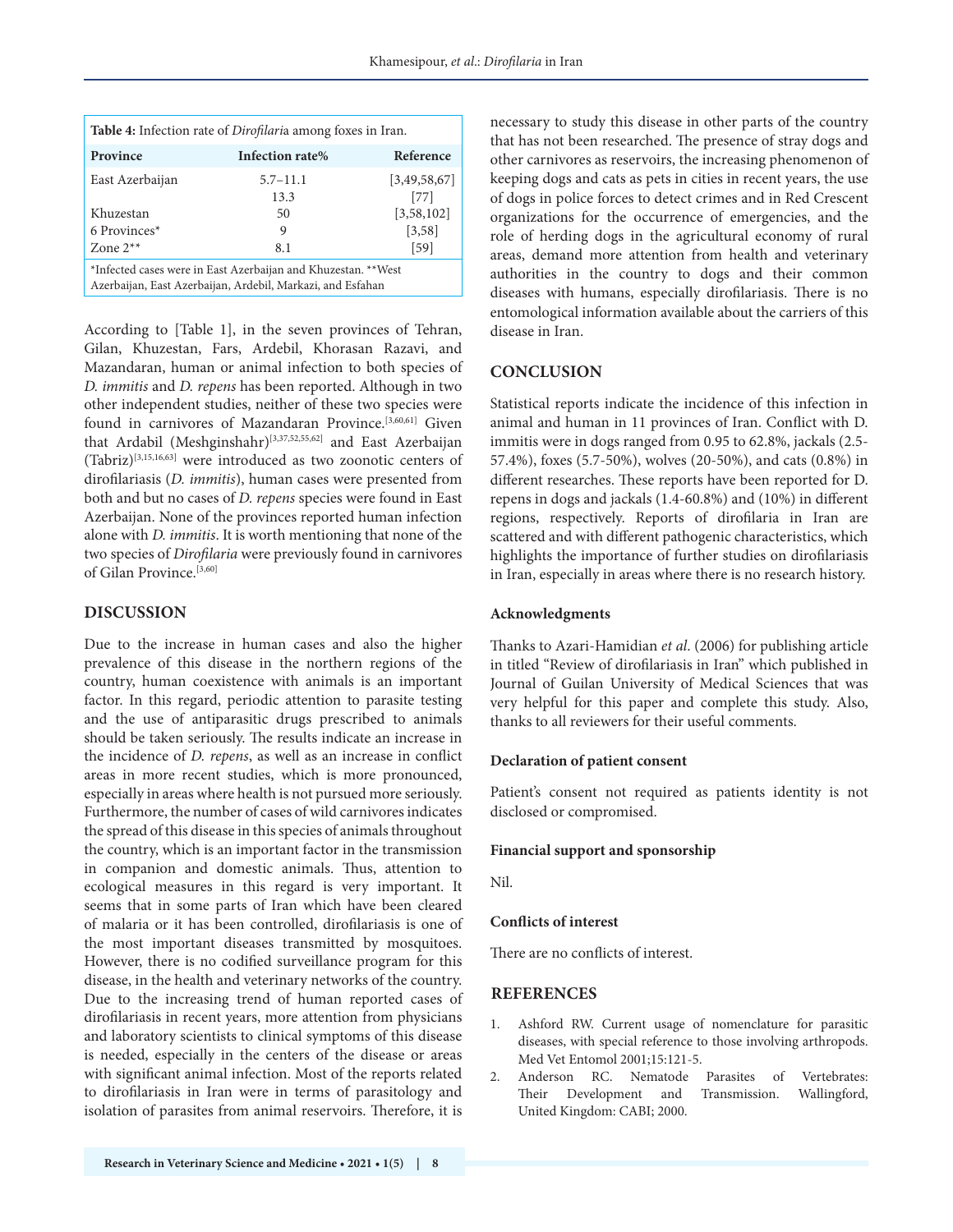**Table 4:** Infection rate of *Dirofilaria* among foxes in Iran.

| Province | Infection rate% | Reference |
|---|---|---|
| East Azerbaijan | 5.7–11.1 | [3,49,58,67] |
| | 13.3 | [77] |
| Khuzestan | 50 | [3,58,102] |
| 6 Provinces* | 9 | [3,58] |
| Zone 2** | 8.1 | [59] |

*Infected cases were in East Azerbaijan and Khuzestan. **West Azerbaijan, East Azerbaijan, Ardebil, Markazi, and Esfahan

According to [Table 1], in the seven provinces of Tehran, Gilan, Khuzestan, Fars, Ardebil, Khorasan Razavi, and Mazandaran, human or animal infection to both species of *D. immitis* and *D. repens* has been reported. Although in two other independent studies, neither of these two species were found in carnivores of Mazandaran Province.[3,60,61] Given that Ardabil (Meshginshahr)[3,37,52,55,62] and East Azerbaijan (Tabriz)[3,15,16,63] were introduced as two zoonotic centers of dirofilariasis (*D. immitis*), human cases were presented from both and but no cases of *D. repens* species were found in East Azerbaijan. None of the provinces reported human infection alone with *D. immitis*. It is worth mentioning that none of the two species of *Dirofilaria* were previously found in carnivores of Gilan Province.[3,60]

## DISCUSSION

Due to the increase in human cases and also the higher prevalence of this disease in the northern regions of the country, human coexistence with animals is an important factor. In this regard, periodic attention to parasite testing and the use of antiparasitic drugs prescribed to animals should be taken seriously. The results indicate an increase in the incidence of *D. repens*, as well as an increase in conflict areas in more recent studies, which is more pronounced, especially in areas where health is not pursued more seriously. Furthermore, the number of cases of wild carnivores indicates the spread of this disease in this species of animals throughout the country, which is an important factor in the transmission in companion and domestic animals. Thus, attention to ecological measures in this regard is very important. It seems that in some parts of Iran which have been cleared of malaria or it has been controlled, dirofilariasis is one of the most important diseases transmitted by mosquitoes. However, there is no codified surveillance program for this disease, in the health and veterinary networks of the country. Due to the increasing trend of human reported cases of dirofilariasis in recent years, more attention from physicians and laboratory scientists to clinical symptoms of this disease is needed, especially in the centers of the disease or areas with significant animal infection. Most of the reports related to dirofilariasis in Iran were in terms of parasitology and isolation of parasites from animal reservoirs. Therefore, it is necessary to study this disease in other parts of the country that has not been researched. The presence of stray dogs and other carnivores as reservoirs, the increasing phenomenon of keeping dogs and cats as pets in cities in recent years, the use of dogs in police forces to detect crimes and in Red Crescent organizations for the occurrence of emergencies, and the role of herding dogs in the agricultural economy of rural areas, demand more attention from health and veterinary authorities in the country to dogs and their common diseases with humans, especially dirofilariasis. There is no entomological information available about the carriers of this disease in Iran.

## CONCLUSION

Statistical reports indicate the incidence of this infection in animal and human in 11 provinces of Iran. Conflict with D. immitis were in dogs ranged from 0.95 to 62.8%, jackals (2.5-57.4%), foxes (5.7-50%), wolves (20-50%), and cats (0.8%) in different researches. These reports have been reported for D. repens in dogs and jackals (1.4-60.8%) and (10%) in different regions, respectively. Reports of dirofilaria in Iran are scattered and with different pathogenic characteristics, which highlights the importance of further studies on dirofilariasis in Iran, especially in areas where there is no research history.

### Acknowledgments

Thanks to Azari-Hamidian *et al*. (2006) for publishing article in titled "Review of dirofilariasis in Iran" which published in Journal of Guilan University of Medical Sciences that was very helpful for this paper and complete this study. Also, thanks to all reviewers for their useful comments.

### Declaration of patient consent

Patient's consent not required as patients identity is not disclosed or compromised.

### Financial support and sponsorship

Nil.

### Conflicts of interest

There are no conflicts of interest.

## REFERENCES

1. Ashford RW. Current usage of nomenclature for parasitic diseases, with special reference to those involving arthropods. Med Vet Entomol 2001;15:121-5.
2. Anderson RC. Nematode Parasites of Vertebrates: Their Development and Transmission. Wallingford, United Kingdom: CABI; 2000.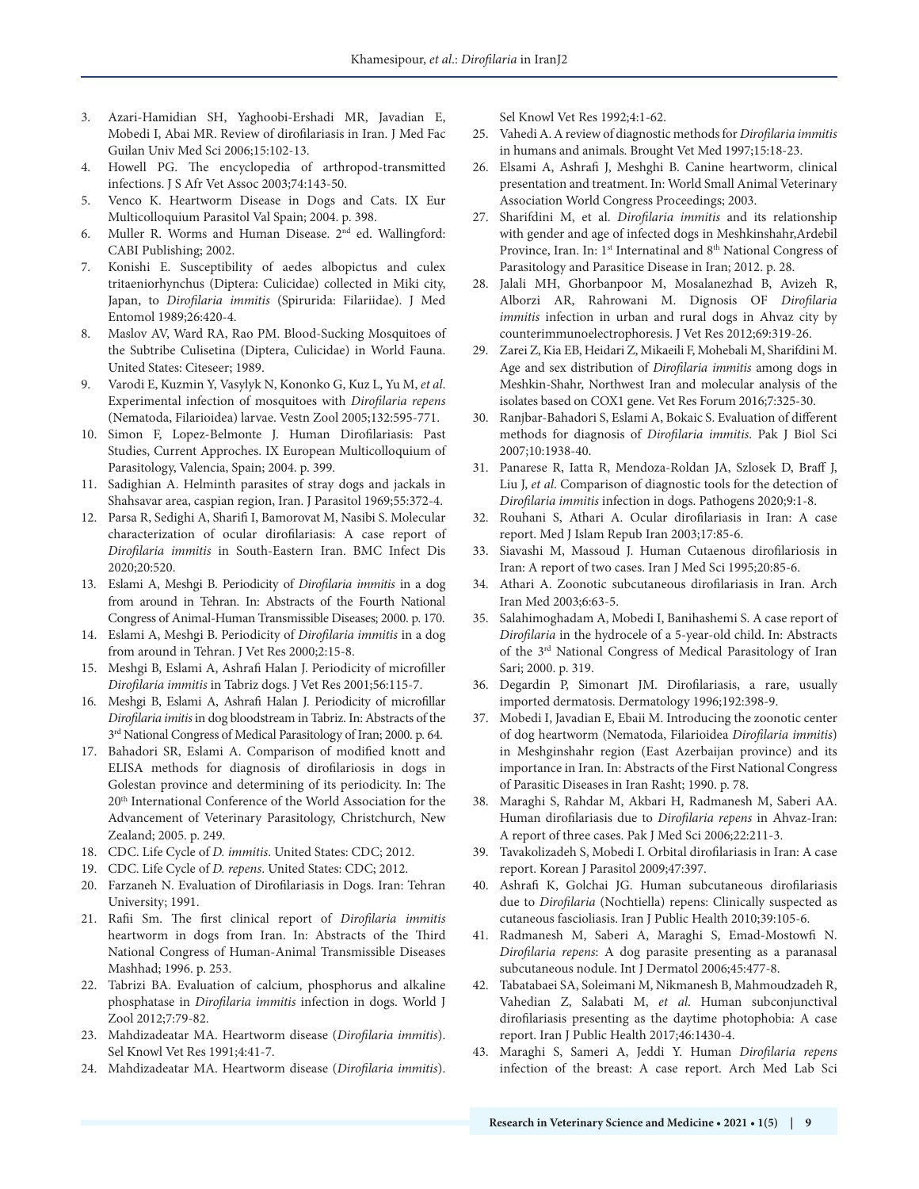3. Azari-Hamidian SH, Yaghoobi-Ershadi MR, Javadian E, Mobedi I, Abai MR. Review of dirofilariasis in Iran. J Med Fac Guilan Univ Med Sci 2006;15:102-13.
4. Howell PG. The encyclopedia of arthropod-transmitted infections. J S Afr Vet Assoc 2003;74:143-50.
5. Venco K. Heartworm Disease in Dogs and Cats. IX Eur Multicolloquium Parasitol Val Spain; 2004. p. 398.
6. Muller R. Worms and Human Disease. 2nd ed. Wallingford: CABI Publishing; 2002.
7. Konishi E. Susceptibility of aedes albopictus and culex tritaeniorhynchus (Diptera: Culicidae) collected in Miki city, Japan, to *Dirofilaria immitis* (Spirurida: Filariidae). J Med Entomol 1989;26:420-4.
8. Maslov AV, Ward RA, Rao PM. Blood-Sucking Mosquitoes of the Subtribe Culisetina (Diptera, Culicidae) in World Fauna. United States: Citeseer; 1989.
9. Varodi E, Kuzmin Y, Vasylyk N, Kononko G, Kuz L, Yu M, *et al*. Experimental infection of mosquitoes with *Dirofilaria repens* (Nematoda, Filarioidea) larvae. Vestn Zool 2005;132:595-771.
10. Simon F, Lopez-Belmonte J. Human Dirofilariasis: Past Studies, Current Approches. IX European Multicolloquium of Parasitology, Valencia, Spain; 2004. p. 399.
11. Sadighian A. Helminth parasites of stray dogs and jackals in Shahsavar area, caspian region, Iran. J Parasitol 1969;55:372-4.
12. Parsa R, Sedighi A, Sharifi I, Bamorovat M, Nasibi S. Molecular characterization of ocular dirofilariasis: A case report of *Dirofilaria immitis* in South-Eastern Iran. BMC Infect Dis 2020;20:520.
13. Eslami A, Meshgi B. Periodicity of *Dirofilaria immitis* in a dog from around in Tehran. In: Abstracts of the Fourth National Congress of Animal-Human Transmissible Diseases; 2000. p. 170.
14. Eslami A, Meshgi B. Periodicity of *Dirofilaria immitis* in a dog from around in Tehran. J Vet Res 2000;2:15-8.
15. Meshgi B, Eslami A, Ashrafi Halan J. Periodicity of microfiller *Dirofilaria immitis* in Tabriz dogs. J Vet Res 2001;56:115-7.
16. Meshgi B, Eslami A, Ashrafi Halan J. Periodicity of microfillar *Dirofilaria imitis* in dog bloodstream in Tabriz. In: Abstracts of the 3rd National Congress of Medical Parasitology of Iran; 2000. p. 64.
17. Bahadori SR, Eslami A. Comparison of modified knott and ELISA methods for diagnosis of dirofilariosis in dogs in Golestan province and determining of its periodicity. In: The 20th International Conference of the World Association for the Advancement of Veterinary Parasitology, Christchurch, New Zealand; 2005. p. 249.
18. CDC. Life Cycle of *D. immitis*. United States: CDC; 2012.
19. CDC. Life Cycle of *D. repens*. United States: CDC; 2012.
20. Farzaneh N. Evaluation of Dirofilariasis in Dogs. Iran: Tehran University; 1991.
21. Rafii Sm. The first clinical report of *Dirofilaria immitis* heartworm in dogs from Iran. In: Abstracts of the Third National Congress of Human-Animal Transmissible Diseases Mashhad; 1996. p. 253.
22. Tabrizi BA. Evaluation of calcium, phosphorus and alkaline phosphatase in *Dirofilaria immitis* infection in dogs. World J Zool 2012;7:79-82.
23. Mahdizadeatar MA. Heartworm disease (*Dirofilaria immitis*). Sel Knowl Vet Res 1991;4:41-7.
24. Mahdizadeatar MA. Heartworm disease (*Dirofilaria immitis*). Sel Knowl Vet Res 1992;4:1-62.
25. Vahedi A. A review of diagnostic methods for *Dirofilaria immitis* in humans and animals. Brought Vet Med 1997;15:18-23.
26. Elsami A, Ashrafi J, Meshghi B. Canine heartworm, clinical presentation and treatment. In: World Small Animal Veterinary Association World Congress Proceedings; 2003.
27. Sharifdini M, et al. *Dirofilaria immitis* and its relationship with gender and age of infected dogs in Meshkinshahr,Ardebil Province, Iran. In: 1st Internatinal and 8th National Congress of Parasitology and Parasitice Disease in Iran; 2012. p. 28.
28. Jalali MH, Ghorbanpoor M, Mosalanezhad B, Avizeh R, Alborzi AR, Rahrowani M. Dignosis OF *Dirofilaria immitis* infection in urban and rural dogs in Ahvaz city by counterimmunoelectrophoresis. J Vet Res 2012;69:319-26.
29. Zarei Z, Kia EB, Heidari Z, Mikaeili F, Mohebali M, Sharifdini M. Age and sex distribution of *Dirofilaria immitis* among dogs in Meshkin-Shahr, Northwest Iran and molecular analysis of the isolates based on COX1 gene. Vet Res Forum 2016;7:325-30.
30. Ranjbar-Bahadori S, Eslami A, Bokaic S. Evaluation of different methods for diagnosis of *Dirofilaria immitis*. Pak J Biol Sci 2007;10:1938-40.
31. Panarese R, Iatta R, Mendoza-Roldan JA, Szlosek D, Braff J, Liu J, *et al*. Comparison of diagnostic tools for the detection of *Dirofilaria immitis* infection in dogs. Pathogens 2020;9:1-8.
32. Rouhani S, Athari A. Ocular dirofilariasis in Iran: A case report. Med J Islam Repub Iran 2003;17:85-6.
33. Siavashi M, Massoud J. Human Cutaenous dirofilariosis in Iran: A report of two cases. Iran J Med Sci 1995;20:85-6.
34. Athari A. Zoonotic subcutaneous dirofilariasis in Iran. Arch Iran Med 2003;6:63-5.
35. Salahimoghadam A, Mobedi I, Banihashemi S. A case report of *Dirofilaria* in the hydrocele of a 5-year-old child. In: Abstracts of the 3rd National Congress of Medical Parasitology of Iran Sari; 2000. p. 319.
36. Degardin P, Simonart JM. Dirofilariasis, a rare, usually imported dermatosis. Dermatology 1996;192:398-9.
37. Mobedi I, Javadian E, Ebaii M. Introducing the zoonotic center of dog heartworm (Nematoda, Filarioidea *Dirofilaria immitis*) in Meshginshahr region (East Azerbaijan province) and its importance in Iran. In: Abstracts of the First National Congress of Parasitic Diseases in Iran Rasht; 1990. p. 78.
38. Maraghi S, Rahdar M, Akbari H, Radmanesh M, Saberi AA. Human dirofilariasis due to *Dirofilaria repens* in Ahvaz-Iran: A report of three cases. Pak J Med Sci 2006;22:211-3.
39. Tavakolizadeh S, Mobedi I. Orbital dirofilariasis in Iran: A case report. Korean J Parasitol 2009;47:397.
40. Ashrafi K, Golchai JG. Human subcutaneous dirofilariasis due to *Dirofilaria* (Nochtiella) repens: Clinically suspected as cutaneous fascioliasis. Iran J Public Health 2010;39:105-6.
41. Radmanesh M, Saberi A, Maraghi S, Emad-Mostowfi N. *Dirofilaria repens*: A dog parasite presenting as a paranasal subcutaneous nodule. Int J Dermatol 2006;45:477-8.
42. Tabatabaei SA, Soleimani M, Nikmanesh B, Mahmoudzadeh R, Vahedian Z, Salabati M, *et al*. Human subconjunctival dirofilariasis presenting as the daytime photophobia: A case report. Iran J Public Health 2017;46:1430-4.
43. Maraghi S, Sameri A, Jeddi Y. Human *Dirofilaria repens* infection of the breast: A case report. Arch Med Lab Sci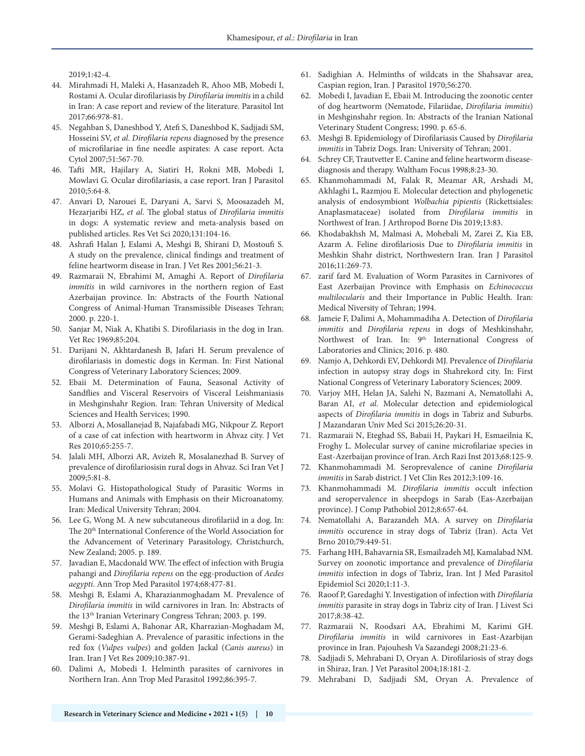2019;1:42-4.

44. Mirahmadi H, Maleki A, Hasanzadeh R, Ahoo MB, Mobedi I, Rostami A. Ocular dirofilariasis by *Dirofilaria immitis* in a child in Iran: A case report and review of the literature. Parasitol Int 2017;66:978-81.
45. Negahban S, Daneshbod Y, Atefi S, Daneshbod K, Sadjjadi SM, Hosseini SV, *et al*. *Dirofilaria repens* diagnosed by the presence of microfilariae in fine needle aspirates: A case report. Acta Cytol 2007;51:567-70.
46. Tafti MR, Hajilary A, Siatiri H, Rokni MB, Mobedi I, Mowlavi G. Ocular dirofilariasis, a case report. Iran J Parasitol 2010;5:64-8.
47. Anvari D, Narouei E, Daryani A, Sarvi S, Moosazadeh M, Hezarjaribi HZ, *et al*. The global status of *Dirofilaria immitis* in dogs: A systematic review and meta-analysis based on published articles. Res Vet Sci 2020;131:104-16.
48. Ashrafi Halan J, Eslami A, Meshgi B, Shirani D, Mostoufi S. A study on the prevalence, clinical findings and treatment of feline heartworm disease in Iran. J Vet Res 2001;56:21-3.
49. Razmaraii N, Ebrahimi M, Amaghi A. Report of *Dirofilaria immitis* in wild carnivores in the northern region of East Azerbaijan province. In: Abstracts of the Fourth National Congress of Animal-Human Transmissible Diseases Tehran; 2000. p. 220-1.
50. Sanjar M, Niak A, Khatibi S. Dirofilariasis in the dog in Iran. Vet Rec 1969;85:204.
51. Darijani N, Akhtardanesh B, Jafari H. Serum prevalence of dirofilariasis in domestic dogs in Kerman. In: First National Congress of Veterinary Laboratory Sciences; 2009.
52. Ebaii M. Determination of Fauna, Seasonal Activity of Sandflies and Visceral Reservoirs of Visceral Leishmaniasis in Meshginshahr Region. Iran: Tehran University of Medical Sciences and Health Services; 1990.
53. Alborzi A, Mosallanejad B, Najafabadi MG, Nikpour Z. Report of a case of cat infection with heartworm in Ahvaz city. J Vet Res 2010;65:255-7.
54. Jalali MH, Alborzi AR, Avizeh R, Mosalanezhad B. Survey of prevalence of dirofilariosisin rural dogs in Ahvaz. Sci Iran Vet J 2009;5:81-8.
55. Molavi G. Histopathological Study of Parasitic Worms in Humans and Animals with Emphasis on their Microanatomy. Iran: Medical University Tehran; 2004.
56. Lee G, Wong M. A new subcutaneous dirofilariid in a dog. In: The 20th International Conference of the World Association for the Advancement of Veterinary Parasitology, Christchurch, New Zealand; 2005. p. 189.
57. Javadian E, Macdonald WW. The effect of infection with Brugia pahangi and *Dirofilaria repens* on the egg-production of *Aedes aegypti*. Ann Trop Med Parasitol 1974;68:477-81.
58. Meshgi B, Eslami A, Kharazianmoghadam M. Prevalence of *Dirofilaria immitis* in wild carnivores in Iran. In: Abstracts of the 13th Iranian Veterinary Congress Tehran; 2003. p. 199.
59. Meshgi B, Eslami A, Bahonar AR, Kharrazian-Moghadam M, Gerami-Sadeghian A. Prevalence of parasitic infections in the red fox (*Vulpes vulpes*) and golden Jackal (*Canis aureus*) in Iran. Iran J Vet Res 2009;10:387-91.
60. Dalimi A, Mobedi I. Helminth parasites of carnivores in Northern Iran. Ann Trop Med Parasitol 1992;86:395-7.
61. Sadighian A. Helminths of wildcats in the Shahsavar area, Caspian region, Iran. J Parasitol 1970;56:270.
62. Mobedi I, Javadian E, Ebaii M. Introducing the zoonotic center of dog heartworm (Nematode, Filariidae, *Dirofilaria immitis*) in Meshginshahr region. In: Abstracts of the Iranian National Veterinary Student Congress; 1990. p. 65-6.
63. Meshgi B. Epidemiology of Dirofilariasis Caused by *Dirofilaria immitis* in Tabriz Dogs. Iran: University of Tehran; 2001.
64. Schrey CF, Trautvetter E. Canine and feline heartworm disease-diagnosis and therapy. Waltham Focus 1998;8:23-30.
65. Khanmohammadi M, Falak R, Meamar AR, Arshadi M, Akhlaghi L, Razmjou E. Molecular detection and phylogenetic analysis of endosymbiont *Wolbachia pipientis* (Rickettsiales: Anaplasmataceae) isolated from *Dirofilaria immitis* in Northwest of Iran. J Arthropod Borne Dis 2019;13:83.
66. Khodabakhsh M, Malmasi A, Mohebali M, Zarei Z, Kia EB, Azarm A. Feline dirofilariosis Due to *Dirofilaria immitis* in Meshkin Shahr district, Northwestern Iran. Iran J Parasitol 2016;11:269-73.
67. zarif fard M. Evaluation of Worm Parasites in Carnivores of East Azerbaijan Province with Emphasis on *Echinococcus multilocularis* and their Importance in Public Health. Iran: Medical Niversity of Tehran; 1994.
68. Jameie F, Dalimi A, Mohammadiha A. Detection of *Dirofilaria immitis* and *Dirofilaria repens* in dogs of Meshkinshahr, Northwest of Iran. In: 9th International Congress of Laboratories and Clinics; 2016. p. 480.
69. Namjo A, Dehkordi EV, Dehkordi MJ. Prevalence of *Dirofilaria* infection in autopsy stray dogs in Shahrekord city. In: First National Congress of Veterinary Laboratory Sciences; 2009.
70. Varjoy MH, Helan JA, Salehi N, Bazmani A, Nematollahi A, Baran AI, *et al*. Molecular detection and epidemiological aspects of *Dirofilaria immitis* in dogs in Tabriz and Suburbs. J Mazandaran Univ Med Sci 2015;26:20-31.
71. Razmaraii N, Eteghad SS, Babaii H, Paykari H, Esmaeilnia K, Froghy L. Molecular survey of canine microfilariae species in East-Azerbaijan province of Iran. Arch Razi Inst 2013;68:125-9.
72. Khanmohammadi M. Seroprevalence of canine *Dirofilaria immitis* in Sarab district. J Vet Clin Res 2012;3:109-16.
73. Khanmohammadi M. *Dirofilaria immitis* occult infection and seropervalence in sheepdogs in Sarab (Eas-Azerbaijan province). J Comp Pathobiol 2012;8:657-64.
74. Nematollahi A, Barazandeh MA. A survey on *Dirofilaria immitis* occurence in stray dogs of Tabriz (Iran). Acta Vet Brno 2010;79:449-51.
75. Farhang HH, Bahavarnia SR, Esmailzadeh MJ, Kamalabad NM. Survey on zoonotic importance and prevalence of *Dirofilaria immitis* infection in dogs of Tabriz, Iran. Int J Med Parasitol Epidemiol Sci 2020;1:11-3.
76. Raoof P, Garedaghi Y. Investigation of infection with *Dirofilaria immitis* parasite in stray dogs in Tabriz city of Iran. J Livest Sci 2017;8:38-42.
77. Razmaraii N, Roodsari AA, Ebrahimi M, Karimi GH. *Dirofilaria immitis* in wild carnivores in East-Azarbijan province in Iran. Pajouhesh Va Sazandegi 2008;21:23-6.
78. Sadjjadi S, Mehrabani D, Oryan A. Dirofilariosis of stray dogs in Shiraz, Iran. J Vet Parasitol 2004;18:181-2.
79. Mehrabani D, Sadjjadi SM, Oryan A. Prevalence of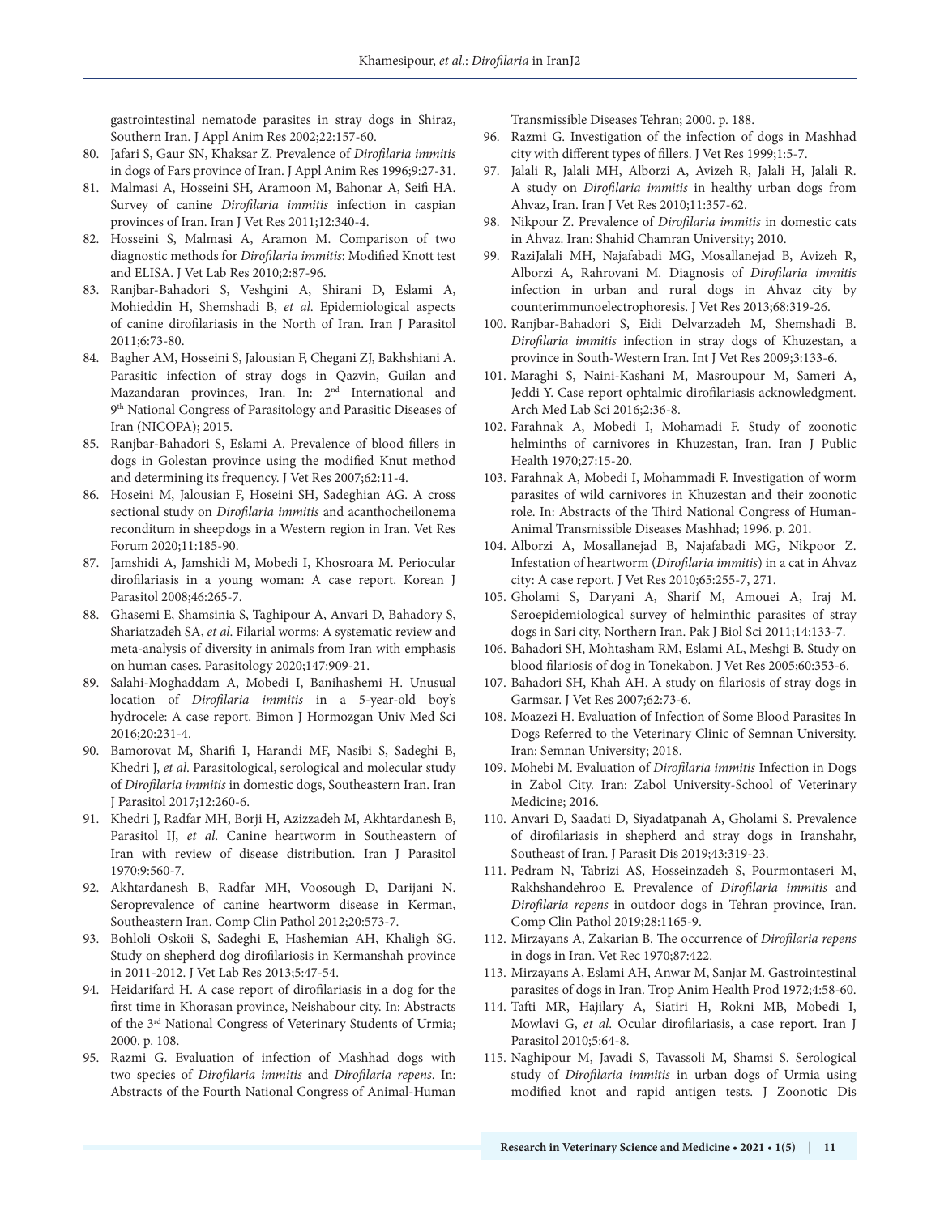gastrointestinal nematode parasites in stray dogs in Shiraz, Southern Iran. J Appl Anim Res 2002;22:157-60.

80. Jafari S, Gaur SN, Khaksar Z. Prevalence of *Dirofilaria immitis* in dogs of Fars province of Iran. J Appl Anim Res 1996;9:27-31.
81. Malmasi A, Hosseini SH, Aramoon M, Bahonar A, Seifi HA. Survey of canine *Dirofilaria immitis* infection in caspian provinces of Iran. Iran J Vet Res 2011;12:340-4.
82. Hosseini S, Malmasi A, Aramon M. Comparison of two diagnostic methods for *Dirofilaria immitis*: Modified Knott test and ELISA. J Vet Lab Res 2010;2:87-96.
83. Ranjbar-Bahadori S, Veshgini A, Shirani D, Eslami A, Mohieddin H, Shemshadi B, *et al*. Epidemiological aspects of canine dirofilariasis in the North of Iran. Iran J Parasitol 2011;6:73-80.
84. Bagher AM, Hosseini S, Jalousian F, Chegani ZJ, Bakhshiani A. Parasitic infection of stray dogs in Qazvin, Guilan and Mazandaran provinces, Iran. In: 2nd International and 9th National Congress of Parasitology and Parasitic Diseases of Iran (NICOPA); 2015.
85. Ranjbar-Bahadori S, Eslami A. Prevalence of blood fillers in dogs in Golestan province using the modified Knut method and determining its frequency. J Vet Res 2007;62:11-4.
86. Hoseini M, Jalousian F, Hoseini SH, Sadeghian AG. A cross sectional study on *Dirofilaria immitis* and acanthocheilonema reconditum in sheepdogs in a Western region in Iran. Vet Res Forum 2020;11:185-90.
87. Jamshidi A, Jamshidi M, Mobedi I, Khosroara M. Periocular dirofilariasis in a young woman: A case report. Korean J Parasitol 2008;46:265-7.
88. Ghasemi E, Shamsinia S, Taghipour A, Anvari D, Bahadory S, Shariatzadeh SA, *et al*. Filarial worms: A systematic review and meta-analysis of diversity in animals from Iran with emphasis on human cases. Parasitology 2020;147:909-21.
89. Salahi-Moghaddam A, Mobedi I, Banihashemi H. Unusual location of *Dirofilaria immitis* in a 5-year-old boy's hydrocele: A case report. Bimon J Hormozgan Univ Med Sci 2016;20:231-4.
90. Bamorovat M, Sharifi I, Harandi MF, Nasibi S, Sadeghi B, Khedri J, *et al*. Parasitological, serological and molecular study of *Dirofilaria immitis* in domestic dogs, Southeastern Iran. Iran J Parasitol 2017;12:260-6.
91. Khedri J, Radfar MH, Borji H, Azizzadeh M, Akhtardanesh B, Parasitol IJ, *et al*. Canine heartworm in Southeastern of Iran with review of disease distribution. Iran J Parasitol 1970;9:560-7.
92. Akhtardanesh B, Radfar MH, Voosough D, Darijani N. Seroprevalence of canine heartworm disease in Kerman, Southeastern Iran. Comp Clin Pathol 2012;20:573-7.
93. Bohloli Oskoii S, Sadeghi E, Hashemian AH, Khaligh SG. Study on shepherd dog dirofilariosis in Kermanshah province in 2011-2012. J Vet Lab Res 2013;5:47-54.
94. Heidarifard H. A case report of dirofilariasis in a dog for the first time in Khorasan province, Neishabour city. In: Abstracts of the 3rd National Congress of Veterinary Students of Urmia; 2000. p. 108.
95. Razmi G. Evaluation of infection of Mashhad dogs with two species of *Dirofilaria immitis* and *Dirofilaria repens*. In: Abstracts of the Fourth National Congress of Animal-Human Transmissible Diseases Tehran; 2000. p. 188.
96. Razmi G. Investigation of the infection of dogs in Mashhad city with different types of fillers. J Vet Res 1999;1:5-7.
97. Jalali R, Jalali MH, Alborzi A, Avizeh R, Jalali H, Jalali R. A study on *Dirofilaria immitis* in healthy urban dogs from Ahvaz, Iran. Iran J Vet Res 2010;11:357-62.
98. Nikpour Z. Prevalence of *Dirofilaria immitis* in domestic cats in Ahvaz. Iran: Shahid Chamran University; 2010.
99. RaziJalali MH, Najafabadi MG, Mosallanejad B, Avizeh R, Alborzi A, Rahrovani M. Diagnosis of *Dirofilaria immitis* infection in urban and rural dogs in Ahvaz city by counterimmunoelectrophoresis. J Vet Res 2013;68:319-26.
100. Ranjbar-Bahadori S, Eidi Delvarzadeh M, Shemshadi B. *Dirofilaria immitis* infection in stray dogs of Khuzestan, a province in South-Western Iran. Int J Vet Res 2009;3:133-6.
101. Maraghi S, Naini-Kashani M, Masroupour M, Sameri A, Jeddi Y. Case report ophtalmic dirofilariasis acknowledgment. Arch Med Lab Sci 2016;2:36-8.
102. Farahnak A, Mobedi I, Mohamadi F. Study of zoonotic helminths of carnivores in Khuzestan, Iran. Iran J Public Health 1970;27:15-20.
103. Farahnak A, Mobedi I, Mohammadi F. Investigation of worm parasites of wild carnivores in Khuzestan and their zoonotic role. In: Abstracts of the Third National Congress of Human-Animal Transmissible Diseases Mashhad; 1996. p. 201.
104. Alborzi A, Mosallanejad B, Najafabadi MG, Nikpoor Z. Infestation of heartworm (*Dirofilaria immitis*) in a cat in Ahvaz city: A case report. J Vet Res 2010;65:255-7, 271.
105. Gholami S, Daryani A, Sharif M, Amouei A, Iraj M. Seroepidemiological survey of helminthic parasites of stray dogs in Sari city, Northern Iran. Pak J Biol Sci 2011;14:133-7.
106. Bahadori SH, Mohtasham RM, Eslami AL, Meshgi B. Study on blood filariosis of dog in Tonekabon. J Vet Res 2005;60:353-6.
107. Bahadori SH, Khah AH. A study on filariosis of stray dogs in Garmsar. J Vet Res 2007;62:73-6.
108. Moazezi H. Evaluation of Infection of Some Blood Parasites In Dogs Referred to the Veterinary Clinic of Semnan University. Iran: Semnan University; 2018.
109. Mohebi M. Evaluation of *Dirofilaria immitis* Infection in Dogs in Zabol City. Iran: Zabol University-School of Veterinary Medicine; 2016.
110. Anvari D, Saadati D, Siyadatpanah A, Gholami S. Prevalence of dirofilariasis in shepherd and stray dogs in Iranshahr, Southeast of Iran. J Parasit Dis 2019;43:319-23.
111. Pedram N, Tabrizi AS, Hosseinzadeh S, Pourmontaseri M, Rakhshandehroo E. Prevalence of *Dirofilaria immitis* and *Dirofilaria repens* in outdoor dogs in Tehran province, Iran. Comp Clin Pathol 2019;28:1165-9.
112. Mirzayans A, Zakarian B. The occurrence of *Dirofilaria repens* in dogs in Iran. Vet Rec 1970;87:422.
113. Mirzayans A, Eslami AH, Anwar M, Sanjar M. Gastrointestinal parasites of dogs in Iran. Trop Anim Health Prod 1972;4:58-60.
114. Tafti MR, Hajilary A, Siatiri H, Rokni MB, Mobedi I, Mowlavi G, *et al*. Ocular dirofilariasis, a case report. Iran J Parasitol 2010;5:64-8.
115. Naghipour M, Javadi S, Tavassoli M, Shamsi S. Serological study of *Dirofilaria immitis* in urban dogs of Urmia using modified knot and rapid antigen tests. J Zoonotic Dis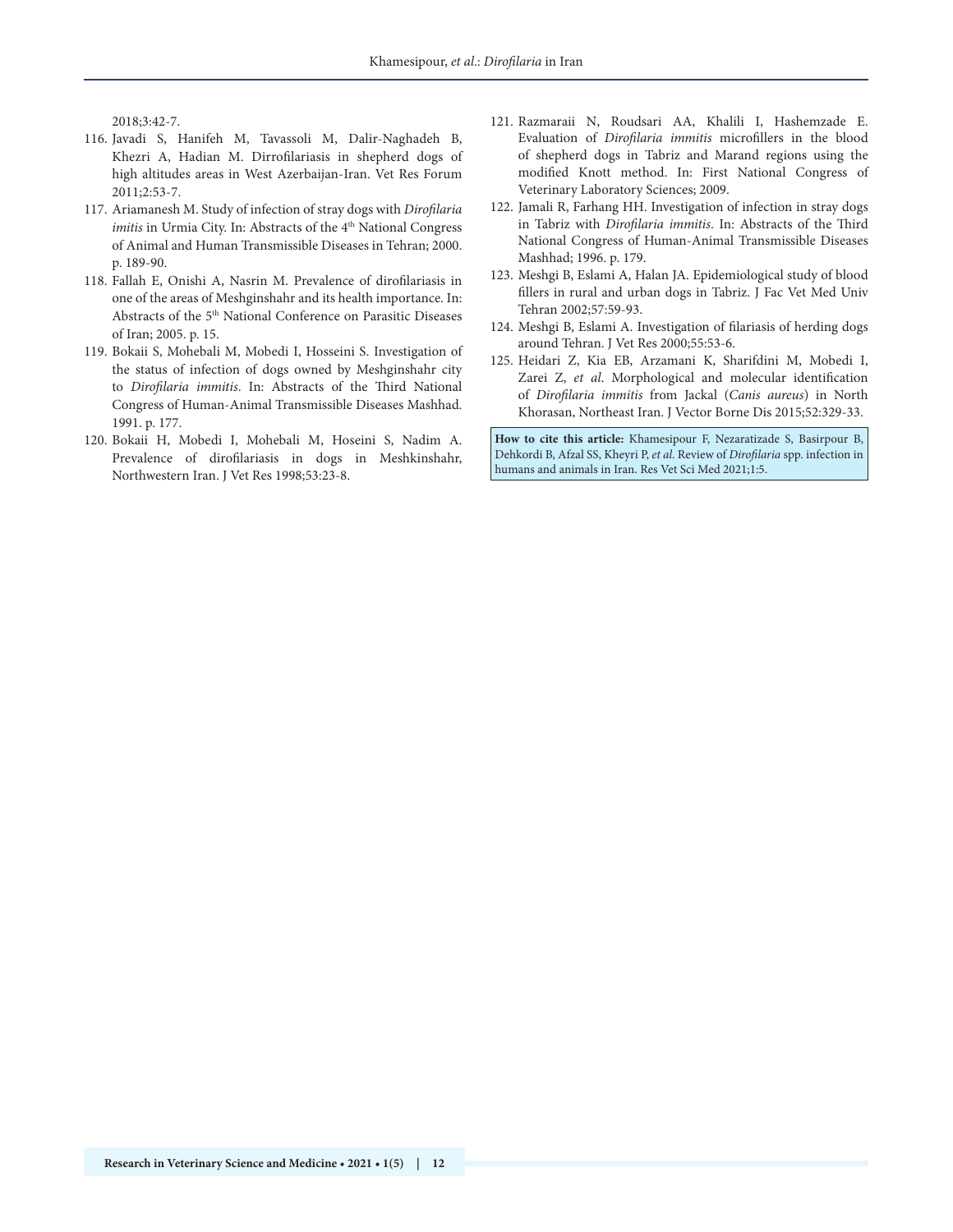2018;3:42-7.

116. Javadi S, Hanifeh M, Tavassoli M, Dalir-Naghadeh B, Khezri A, Hadian M. Dirrofilariasis in shepherd dogs of high altitudes areas in West Azerbaijan-Iran. Vet Res Forum 2011;2:53-7.
117. Ariamanesh M. Study of infection of stray dogs with *Dirofilaria imitis* in Urmia City. In: Abstracts of the 4th National Congress of Animal and Human Transmissible Diseases in Tehran; 2000. p. 189-90.
118. Fallah E, Onishi A, Nasrin M. Prevalence of dirofilariasis in one of the areas of Meshginshahr and its health importance. In: Abstracts of the 5th National Conference on Parasitic Diseases of Iran; 2005. p. 15.
119. Bokaii S, Mohebali M, Mobedi I, Hosseini S. Investigation of the status of infection of dogs owned by Meshginshahr city to *Dirofilaria immitis*. In: Abstracts of the Third National Congress of Human-Animal Transmissible Diseases Mashhad. 1991. p. 177.
120. Bokaii H, Mobedi I, Mohebali M, Hoseini S, Nadim A. Prevalence of dirofilariasis in dogs in Meshkinshahr, Northwestern Iran. J Vet Res 1998;53:23-8.
121. Razmaraii N, Roudsari AA, Khalili I, Hashemzade E. Evaluation of *Dirofilaria immitis* microfillers in the blood of shepherd dogs in Tabriz and Marand regions using the modified Knott method. In: First National Congress of Veterinary Laboratory Sciences; 2009.
122. Jamali R, Farhang HH. Investigation of infection in stray dogs in Tabriz with *Dirofilaria immitis*. In: Abstracts of the Third National Congress of Human-Animal Transmissible Diseases Mashhad; 1996. p. 179.
123. Meshgi B, Eslami A, Halan JA. Epidemiological study of blood fillers in rural and urban dogs in Tabriz. J Fac Vet Med Univ Tehran 2002;57:59-93.
124. Meshgi B, Eslami A. Investigation of filariasis of herding dogs around Tehran. J Vet Res 2000;55:53-6.
125. Heidari Z, Kia EB, Arzamani K, Sharifdini M, Mobedi I, Zarei Z, *et al*. Morphological and molecular identification of *Dirofilaria immitis* from Jackal (*Canis aureus*) in North Khorasan, Northeast Iran. J Vector Borne Dis 2015;52:329-33.

**How to cite this article:** Khamesipour F, Nezaratizade S, Basirpour B, Dehkordi B, Afzal SS, Kheyri P, *et al*. Review of *Dirofilaria* spp. infection in humans and animals in Iran. Res Vet Sci Med 2021;1:5.